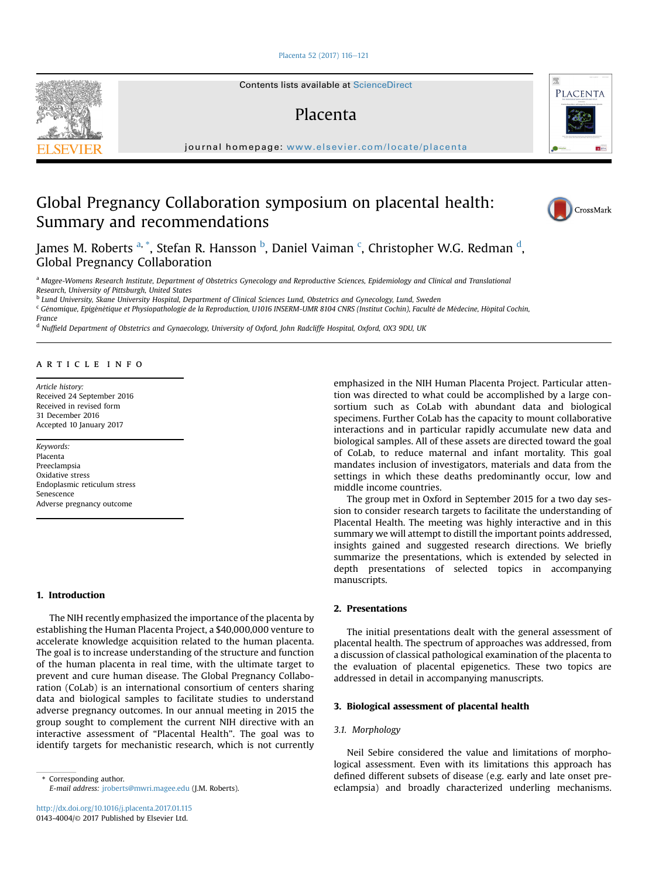# Global Pregnancy Collaboration symposium on placental health: Summary and recommendations

James M. Roberts [a,*], Stefan R. Hansson [b], Daniel Vaiman [c], Christopher W.G. Redman [d], Global Pregnancy Collaboration

[a] Magee-Womens Research Institute, Department of Obstetrics Gynecology and Reproductive Sciences, Epidemiology and Clinical and Translational Research, University of Pittsburgh, United States

[b] Lund University, Skane University Hospital, Department of Clinical Sciences Lund, Obstetrics and Gynecology, Lund, Sweden

[c] Génomique, Epigénétique et Physiopathologie de la Reproduction, U1016 INSERM-UMR 8104 CNRS (Institut Cochin), Faculté de Médecine, Hôpital Cochin, France

[d] Nuffield Department of Obstetrics and Gynaecology, University of Oxford, John Radcliffe Hospital, Oxford, OX3 9DU, UK

A R T I C L E   I N F O

*Article history:*
Received 24 September 2016
Received in revised form
31 December 2016
Accepted 10 January 2017

*Keywords:*
Placenta
Preeclampsia
Oxidative stress
Endoplasmic reticulum stress
Senescence
Adverse pregnancy outcome

## 1. Introduction

The NIH recently emphasized the importance of the placenta by establishing the Human Placenta Project, a $40,000,000 venture to accelerate knowledge acquisition related to the human placenta. The goal is to increase understanding of the structure and function of the human placenta in real time, with the ultimate target to prevent and cure human disease. The Global Pregnancy Collaboration (CoLab) is an international consortium of centers sharing data and biological samples to facilitate studies to understand adverse pregnancy outcomes. In our annual meeting in 2015 the group sought to complement the current NIH directive with an interactive assessment of "Placental Health". The goal was to identify targets for mechanistic research, which is not currently emphasized in the NIH Human Placenta Project. Particular attention was directed to what could be accomplished by a large consortium such as CoLab with abundant data and biological specimens. Further CoLab has the capacity to mount collaborative interactions and in particular rapidly accumulate new data and biological samples. All of these assets are directed toward the goal of CoLab, to reduce maternal and infant mortality. This goal mandates inclusion of investigators, materials and data from the settings in which these deaths predominantly occur, low and middle income countries.

The group met in Oxford in September 2015 for a two day session to consider research targets to facilitate the understanding of Placental Health. The meeting was highly interactive and in this summary we will attempt to distill the important points addressed, insights gained and suggested research directions. We briefly summarize the presentations, which is extended by selected in depth presentations of selected topics in accompanying manuscripts.

## 2. Presentations

The initial presentations dealt with the general assessment of placental health. The spectrum of approaches was addressed, from a discussion of classical pathological examination of the placenta to the evaluation of placental epigenetics. These two topics are addressed in detail in accompanying manuscripts.

## 3. Biological assessment of placental health

### 3.1. Morphology

Neil Sebire considered the value and limitations of morphological assessment. Even with its limitations this approach has defined different subsets of disease (e.g. early and late onset preeclampsia) and broadly characterized underling mechanisms.

\* Corresponding author.
E-mail address: jroberts@mwri.magee.edu (J.M. Roberts).

http://dx.doi.org/10.1016/j.placenta.2017.01.115
0143-4004/© 2017 Published by Elsevier Ltd.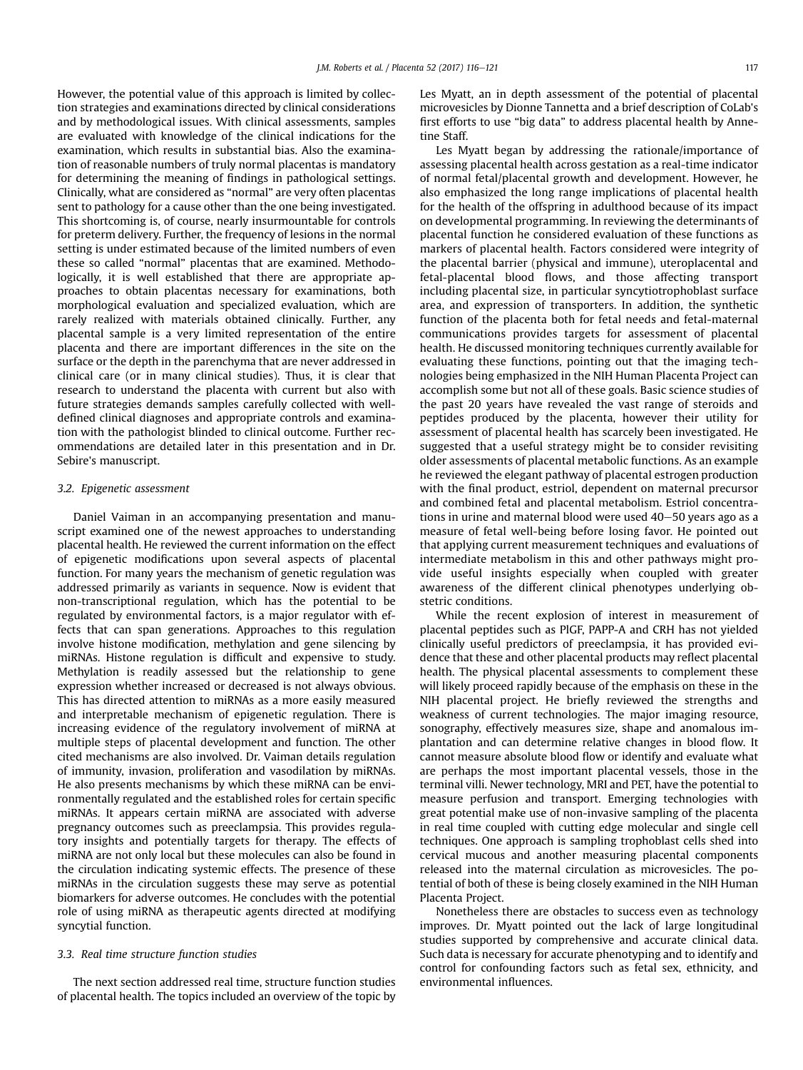However, the potential value of this approach is limited by collection strategies and examinations directed by clinical considerations and by methodological issues. With clinical assessments, samples are evaluated with knowledge of the clinical indications for the examination, which results in substantial bias. Also the examination of reasonable numbers of truly normal placentas is mandatory for determining the meaning of findings in pathological settings. Clinically, what are considered as "normal" are very often placentas sent to pathology for a cause other than the one being investigated. This shortcoming is, of course, nearly insurmountable for controls for preterm delivery. Further, the frequency of lesions in the normal setting is under estimated because of the limited numbers of even these so called "normal" placentas that are examined. Methodologically, it is well established that there are appropriate approaches to obtain placentas necessary for examinations, both morphological evaluation and specialized evaluation, which are rarely realized with materials obtained clinically. Further, any placental sample is a very limited representation of the entire placenta and there are important differences in the site on the surface or the depth in the parenchyma that are never addressed in clinical care (or in many clinical studies). Thus, it is clear that research to understand the placenta with current but also with future strategies demands samples carefully collected with well-defined clinical diagnoses and appropriate controls and examination with the pathologist blinded to clinical outcome. Further recommendations are detailed later in this presentation and in Dr. Sebire's manuscript.

### 3.2. Epigenetic assessment

Daniel Vaiman in an accompanying presentation and manuscript examined one of the newest approaches to understanding placental health. He reviewed the current information on the effect of epigenetic modifications upon several aspects of placental function. For many years the mechanism of genetic regulation was addressed primarily as variants in sequence. Now is evident that non-transcriptional regulation, which has the potential to be regulated by environmental factors, is a major regulator with effects that can span generations. Approaches to this regulation involve histone modification, methylation and gene silencing by miRNAs. Histone regulation is difficult and expensive to study. Methylation is readily assessed but the relationship to gene expression whether increased or decreased is not always obvious. This has directed attention to miRNAs as a more easily measured and interpretable mechanism of epigenetic regulation. There is increasing evidence of the regulatory involvement of miRNA at multiple steps of placental development and function. The other cited mechanisms are also involved. Dr. Vaiman details regulation of immunity, invasion, proliferation and vasodilation by miRNAs. He also presents mechanisms by which these miRNA can be environmentally regulated and the established roles for certain specific miRNAs. It appears certain miRNA are associated with adverse pregnancy outcomes such as preeclampsia. This provides regulatory insights and potentially targets for therapy. The effects of miRNA are not only local but these molecules can also be found in the circulation indicating systemic effects. The presence of these miRNAs in the circulation suggests these may serve as potential biomarkers for adverse outcomes. He concludes with the potential role of using miRNA as therapeutic agents directed at modifying syncytial function.

### 3.3. Real time structure function studies

The next section addressed real time, structure function studies of placental health. The topics included an overview of the topic by Les Myatt, an in depth assessment of the potential of placental microvesicles by Dionne Tannetta and a brief description of CoLab's first efforts to use "big data" to address placental health by Annetine Staff.

Les Myatt began by addressing the rationale/importance of assessing placental health across gestation as a real-time indicator of normal fetal/placental growth and development. However, he also emphasized the long range implications of placental health for the health of the offspring in adulthood because of its impact on developmental programming. In reviewing the determinants of placental function he considered evaluation of these functions as markers of placental health. Factors considered were integrity of the placental barrier (physical and immune), uteroplacental and fetal-placental blood flows, and those affecting transport including placental size, in particular syncytiotrophoblast surface area, and expression of transporters. In addition, the synthetic function of the placenta both for fetal needs and fetal-maternal communications provides targets for assessment of placental health. He discussed monitoring techniques currently available for evaluating these functions, pointing out that the imaging technologies being emphasized in the NIH Human Placenta Project can accomplish some but not all of these goals. Basic science studies of the past 20 years have revealed the vast range of steroids and peptides produced by the placenta, however their utility for assessment of placental health has scarcely been investigated. He suggested that a useful strategy might be to consider revisiting older assessments of placental metabolic functions. As an example he reviewed the elegant pathway of placental estrogen production with the final product, estriol, dependent on maternal precursor and combined fetal and placental metabolism. Estriol concentrations in urine and maternal blood were used 40–50 years ago as a measure of fetal well-being before losing favor. He pointed out that applying current measurement techniques and evaluations of intermediate metabolism in this and other pathways might provide useful insights especially when coupled with greater awareness of the different clinical phenotypes underlying obstetric conditions.

While the recent explosion of interest in measurement of placental peptides such as PlGF, PAPP-A and CRH has not yielded clinically useful predictors of preeclampsia, it has provided evidence that these and other placental products may reflect placental health. The physical placental assessments to complement these will likely proceed rapidly because of the emphasis on these in the NIH placental project. He briefly reviewed the strengths and weakness of current technologies. The major imaging resource, sonography, effectively measures size, shape and anomalous implantation and can determine relative changes in blood flow. It cannot measure absolute blood flow or identify and evaluate what are perhaps the most important placental vessels, those in the terminal villi. Newer technology, MRI and PET, have the potential to measure perfusion and transport. Emerging technologies with great potential make use of non-invasive sampling of the placenta in real time coupled with cutting edge molecular and single cell techniques. One approach is sampling trophoblast cells shed into cervical mucous and another measuring placental components released into the maternal circulation as microvesicles. The potential of both of these is being closely examined in the NIH Human Placenta Project.

Nonetheless there are obstacles to success even as technology improves. Dr. Myatt pointed out the lack of large longitudinal studies supported by comprehensive and accurate clinical data. Such data is necessary for accurate phenotyping and to identify and control for confounding factors such as fetal sex, ethnicity, and environmental influences.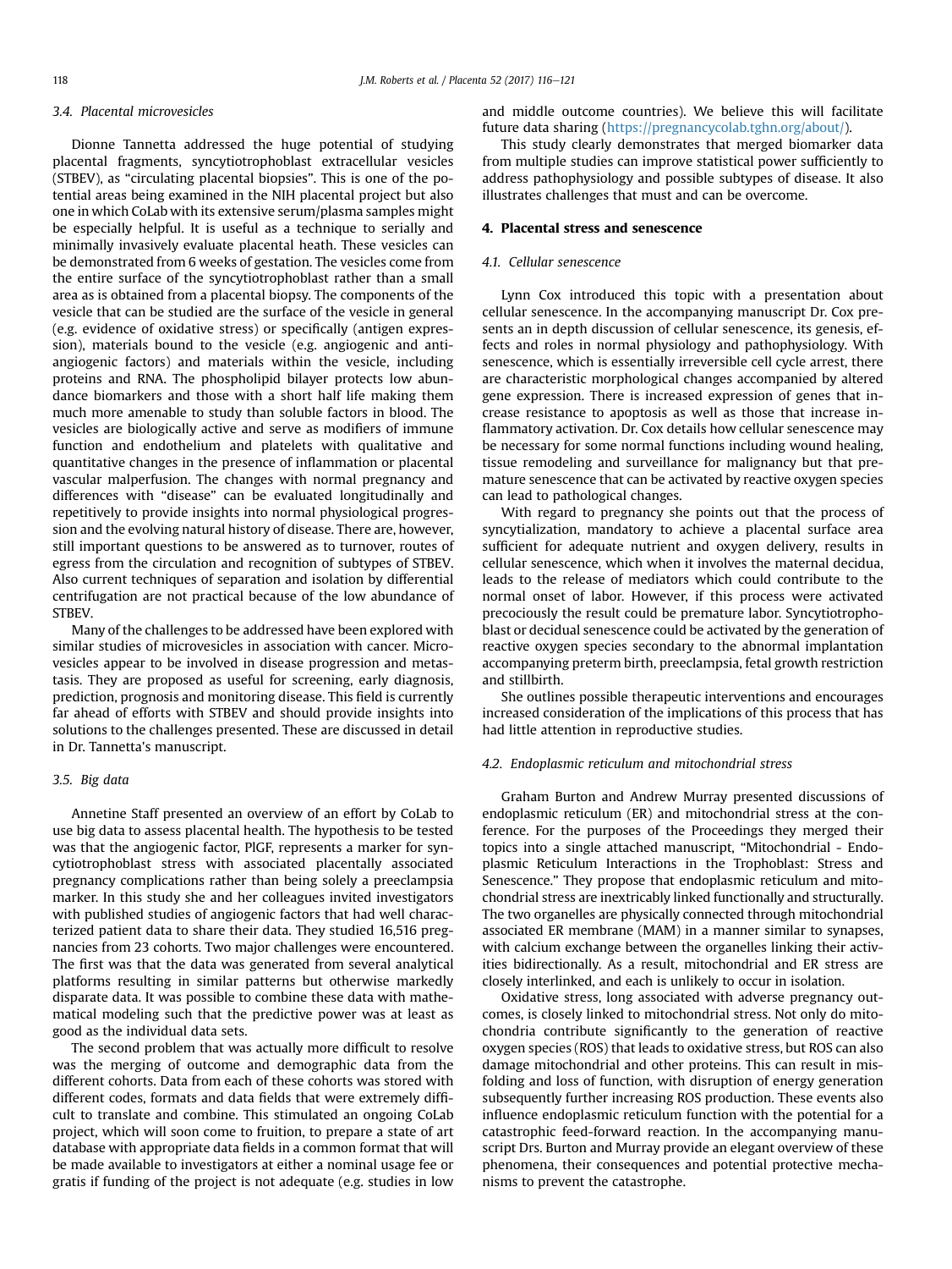### 3.4. Placental microvesicles

Dionne Tannetta addressed the huge potential of studying placental fragments, syncytiotrophoblast extracellular vesicles (STBEV), as "circulating placental biopsies". This is one of the potential areas being examined in the NIH placental project but also one in which CoLab with its extensive serum/plasma samples might be especially helpful. It is useful as a technique to serially and minimally invasively evaluate placental heath. These vesicles can be demonstrated from 6 weeks of gestation. The vesicles come from the entire surface of the syncytiotrophoblast rather than a small area as is obtained from a placental biopsy. The components of the vesicle that can be studied are the surface of the vesicle in general (e.g. evidence of oxidative stress) or specifically (antigen expression), materials bound to the vesicle (e.g. angiogenic and anti-angiogenic factors) and materials within the vesicle, including proteins and RNA. The phospholipid bilayer protects low abundance biomarkers and those with a short half life making them much more amenable to study than soluble factors in blood. The vesicles are biologically active and serve as modifiers of immune function and endothelium and platelets with qualitative and quantitative changes in the presence of inflammation or placental vascular malperfusion. The changes with normal pregnancy and differences with "disease" can be evaluated longitudinally and repetitively to provide insights into normal physiological progression and the evolving natural history of disease. There are, however, still important questions to be answered as to turnover, routes of egress from the circulation and recognition of subtypes of STBEV. Also current techniques of separation and isolation by differential centrifugation are not practical because of the low abundance of STBEV.

Many of the challenges to be addressed have been explored with similar studies of microvesicles in association with cancer. Microvesicles appear to be involved in disease progression and metastasis. They are proposed as useful for screening, early diagnosis, prediction, prognosis and monitoring disease. This field is currently far ahead of efforts with STBEV and should provide insights into solutions to the challenges presented. These are discussed in detail in Dr. Tannetta's manuscript.

### 3.5. Big data

Annetine Staff presented an overview of an effort by CoLab to use big data to assess placental health. The hypothesis to be tested was that the angiogenic factor, PlGF, represents a marker for syncytiotrophoblast stress with associated placentally associated pregnancy complications rather than being solely a preeclampsia marker. In this study she and her colleagues invited investigators with published studies of angiogenic factors that had well characterized patient data to share their data. They studied 16,516 pregnancies from 23 cohorts. Two major challenges were encountered. The first was that the data was generated from several analytical platforms resulting in similar patterns but otherwise markedly disparate data. It was possible to combine these data with mathematical modeling such that the predictive power was at least as good as the individual data sets.

The second problem that was actually more difficult to resolve was the merging of outcome and demographic data from the different cohorts. Data from each of these cohorts was stored with different codes, formats and data fields that were extremely difficult to translate and combine. This stimulated an ongoing CoLab project, which will soon come to fruition, to prepare a state of art database with appropriate data fields in a common format that will be made available to investigators at either a nominal usage fee or gratis if funding of the project is not adequate (e.g. studies in low and middle outcome countries). We believe this will facilitate future data sharing (https://pregnancycolab.tghn.org/about/).

This study clearly demonstrates that merged biomarker data from multiple studies can improve statistical power sufficiently to address pathophysiology and possible subtypes of disease. It also illustrates challenges that must and can be overcome.

## 4. Placental stress and senescence

### 4.1. Cellular senescence

Lynn Cox introduced this topic with a presentation about cellular senescence. In the accompanying manuscript Dr. Cox presents an in depth discussion of cellular senescence, its genesis, effects and roles in normal physiology and pathophysiology. With senescence, which is essentially irreversible cell cycle arrest, there are characteristic morphological changes accompanied by altered gene expression. There is increased expression of genes that increase resistance to apoptosis as well as those that increase inflammatory activation. Dr. Cox details how cellular senescence may be necessary for some normal functions including wound healing, tissue remodeling and surveillance for malignancy but that premature senescence that can be activated by reactive oxygen species can lead to pathological changes.

With regard to pregnancy she points out that the process of syncytialization, mandatory to achieve a placental surface area sufficient for adequate nutrient and oxygen delivery, results in cellular senescence, which when it involves the maternal decidua, leads to the release of mediators which could contribute to the normal onset of labor. However, if this process were activated precociously the result could be premature labor. Syncytiotrophoblast or decidual senescence could be activated by the generation of reactive oxygen species secondary to the abnormal implantation accompanying preterm birth, preeclampsia, fetal growth restriction and stillbirth.

She outlines possible therapeutic interventions and encourages increased consideration of the implications of this process that has had little attention in reproductive studies.

### 4.2. Endoplasmic reticulum and mitochondrial stress

Graham Burton and Andrew Murray presented discussions of endoplasmic reticulum (ER) and mitochondrial stress at the conference. For the purposes of the Proceedings they merged their topics into a single attached manuscript, "Mitochondrial - Endoplasmic Reticulum Interactions in the Trophoblast: Stress and Senescence." They propose that endoplasmic reticulum and mitochondrial stress are inextricably linked functionally and structurally. The two organelles are physically connected through mitochondrial associated ER membrane (MAM) in a manner similar to synapses, with calcium exchange between the organelles linking their activities bidirectionally. As a result, mitochondrial and ER stress are closely interlinked, and each is unlikely to occur in isolation.

Oxidative stress, long associated with adverse pregnancy outcomes, is closely linked to mitochondrial stress. Not only do mitochondria contribute significantly to the generation of reactive oxygen species (ROS) that leads to oxidative stress, but ROS can also damage mitochondrial and other proteins. This can result in misfolding and loss of function, with disruption of energy generation subsequently further increasing ROS production. These events also influence endoplasmic reticulum function with the potential for a catastrophic feed-forward reaction. In the accompanying manuscript Drs. Burton and Murray provide an elegant overview of these phenomena, their consequences and potential protective mechanisms to prevent the catastrophe.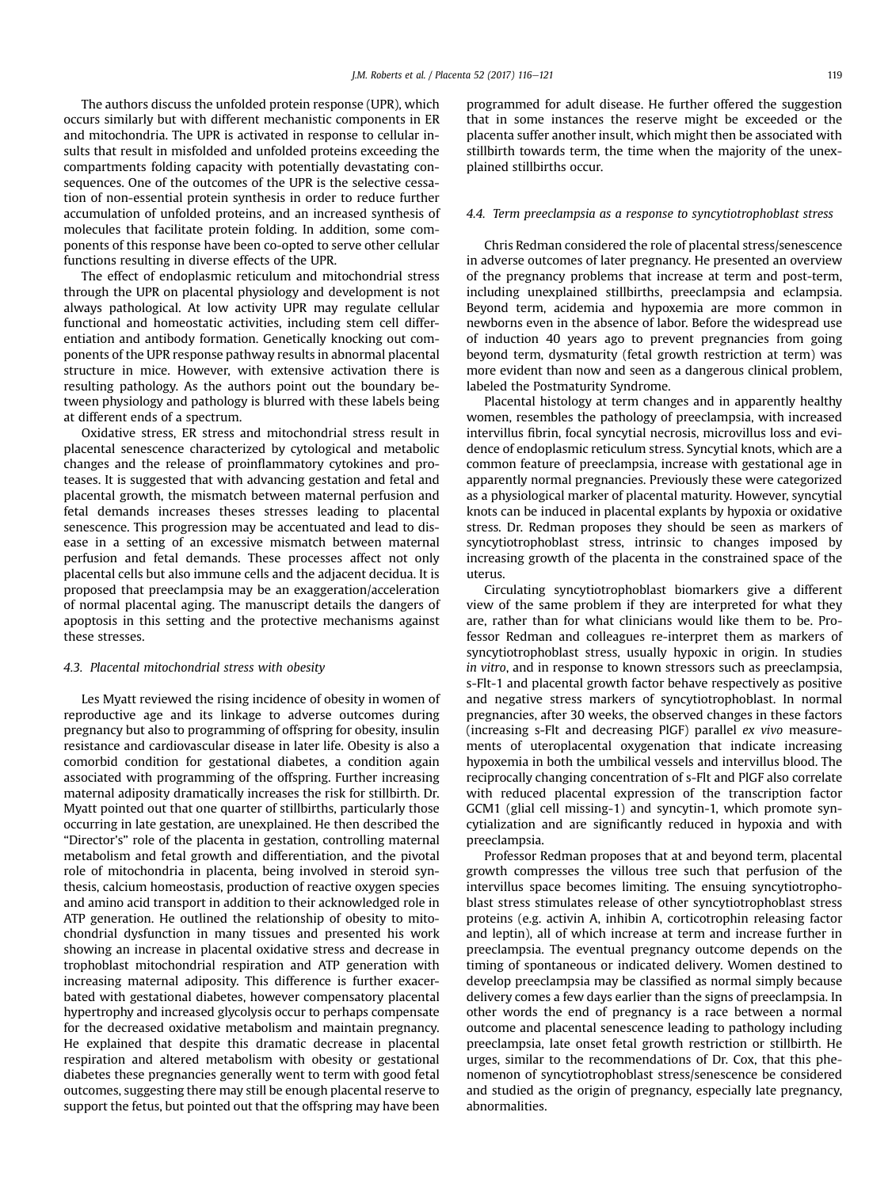The authors discuss the unfolded protein response (UPR), which occurs similarly but with different mechanistic components in ER and mitochondria. The UPR is activated in response to cellular insults that result in misfolded and unfolded proteins exceeding the compartments folding capacity with potentially devastating consequences. One of the outcomes of the UPR is the selective cessation of non-essential protein synthesis in order to reduce further accumulation of unfolded proteins, and an increased synthesis of molecules that facilitate protein folding. In addition, some components of this response have been co-opted to serve other cellular functions resulting in diverse effects of the UPR.

The effect of endoplasmic reticulum and mitochondrial stress through the UPR on placental physiology and development is not always pathological. At low activity UPR may regulate cellular functional and homeostatic activities, including stem cell differentiation and antibody formation. Genetically knocking out components of the UPR response pathway results in abnormal placental structure in mice. However, with extensive activation there is resulting pathology. As the authors point out the boundary between physiology and pathology is blurred with these labels being at different ends of a spectrum.

Oxidative stress, ER stress and mitochondrial stress result in placental senescence characterized by cytological and metabolic changes and the release of proinflammatory cytokines and proteases. It is suggested that with advancing gestation and fetal and placental growth, the mismatch between maternal perfusion and fetal demands increases theses stresses leading to placental senescence. This progression may be accentuated and lead to disease in a setting of an excessive mismatch between maternal perfusion and fetal demands. These processes affect not only placental cells but also immune cells and the adjacent decidua. It is proposed that preeclampsia may be an exaggeration/acceleration of normal placental aging. The manuscript details the dangers of apoptosis in this setting and the protective mechanisms against these stresses.

### 4.3. Placental mitochondrial stress with obesity

Les Myatt reviewed the rising incidence of obesity in women of reproductive age and its linkage to adverse outcomes during pregnancy but also to programming of offspring for obesity, insulin resistance and cardiovascular disease in later life. Obesity is also a comorbid condition for gestational diabetes, a condition again associated with programming of the offspring. Further increasing maternal adiposity dramatically increases the risk for stillbirth. Dr. Myatt pointed out that one quarter of stillbirths, particularly those occurring in late gestation, are unexplained. He then described the "Director's" role of the placenta in gestation, controlling maternal metabolism and fetal growth and differentiation, and the pivotal role of mitochondria in placenta, being involved in steroid synthesis, calcium homeostasis, production of reactive oxygen species and amino acid transport in addition to their acknowledged role in ATP generation. He outlined the relationship of obesity to mitochondrial dysfunction in many tissues and presented his work showing an increase in placental oxidative stress and decrease in trophoblast mitochondrial respiration and ATP generation with increasing maternal adiposity. This difference is further exacerbated with gestational diabetes, however compensatory placental hypertrophy and increased glycolysis occur to perhaps compensate for the decreased oxidative metabolism and maintain pregnancy. He explained that despite this dramatic decrease in placental respiration and altered metabolism with obesity or gestational diabetes these pregnancies generally went to term with good fetal outcomes, suggesting there may still be enough placental reserve to support the fetus, but pointed out that the offspring may have been programmed for adult disease. He further offered the suggestion that in some instances the reserve might be exceeded or the placenta suffer another insult, which might then be associated with stillbirth towards term, the time when the majority of the unexplained stillbirths occur.

### 4.4. Term preeclampsia as a response to syncytiotrophoblast stress

Chris Redman considered the role of placental stress/senescence in adverse outcomes of later pregnancy. He presented an overview of the pregnancy problems that increase at term and post-term, including unexplained stillbirths, preeclampsia and eclampsia. Beyond term, acidemia and hypoxemia are more common in newborns even in the absence of labor. Before the widespread use of induction 40 years ago to prevent pregnancies from going beyond term, dysmaturity (fetal growth restriction at term) was more evident than now and seen as a dangerous clinical problem, labeled the Postmaturity Syndrome.

Placental histology at term changes and in apparently healthy women, resembles the pathology of preeclampsia, with increased intervillus fibrin, focal syncytial necrosis, microvillus loss and evidence of endoplasmic reticulum stress. Syncytial knots, which are a common feature of preeclampsia, increase with gestational age in apparently normal pregnancies. Previously these were categorized as a physiological marker of placental maturity. However, syncytial knots can be induced in placental explants by hypoxia or oxidative stress. Dr. Redman proposes they should be seen as markers of syncytiotrophoblast stress, intrinsic to changes imposed by increasing growth of the placenta in the constrained space of the uterus.

Circulating syncytiotrophoblast biomarkers give a different view of the same problem if they are interpreted for what they are, rather than for what clinicians would like them to be. Professor Redman and colleagues re-interpret them as markers of syncytiotrophoblast stress, usually hypoxic in origin. In studies *in vitro*, and in response to known stressors such as preeclampsia, s-Flt-1 and placental growth factor behave respectively as positive and negative stress markers of syncytiotrophoblast. In normal pregnancies, after 30 weeks, the observed changes in these factors (increasing s-Flt and decreasing PlGF) parallel *ex vivo* measurements of uteroplacental oxygenation that indicate increasing hypoxemia in both the umbilical vessels and intervillus blood. The reciprocally changing concentration of s-Flt and PlGF also correlate with reduced placental expression of the transcription factor GCM1 (glial cell missing-1) and syncytin-1, which promote syncytialization and are significantly reduced in hypoxia and with preeclampsia.

Professor Redman proposes that at and beyond term, placental growth compresses the villous tree such that perfusion of the intervillus space becomes limiting. The ensuing syncytiotrophoblast stress stimulates release of other syncytiotrophoblast stress proteins (e.g. activin A, inhibin A, corticotrophin releasing factor and leptin), all of which increase at term and increase further in preeclampsia. The eventual pregnancy outcome depends on the timing of spontaneous or indicated delivery. Women destined to develop preeclampsia may be classified as normal simply because delivery comes a few days earlier than the signs of preeclampsia. In other words the end of pregnancy is a race between a normal outcome and placental senescence leading to pathology including preeclampsia, late onset fetal growth restriction or stillbirth. He urges, similar to the recommendations of Dr. Cox, that this phenomenon of syncytiotrophoblast stress/senescence be considered and studied as the origin of pregnancy, especially late pregnancy, abnormalities.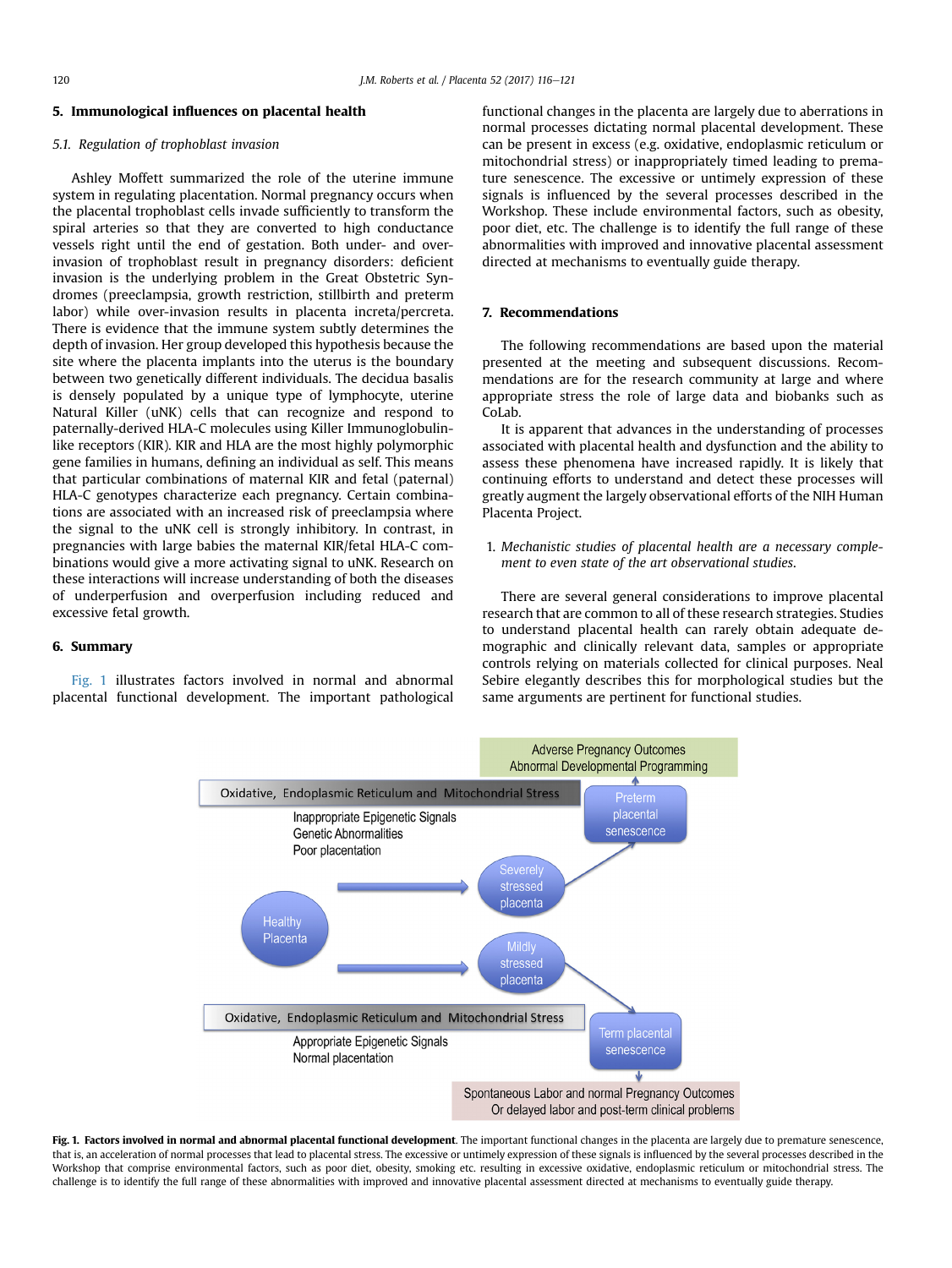## 5. Immunological influences on placental health

### 5.1. Regulation of trophoblast invasion

Ashley Moffett summarized the role of the uterine immune system in regulating placentation. Normal pregnancy occurs when the placental trophoblast cells invade sufficiently to transform the spiral arteries so that they are converted to high conductance vessels right until the end of gestation. Both under- and over-invasion of trophoblast result in pregnancy disorders: deficient invasion is the underlying problem in the Great Obstetric Syndromes (preeclampsia, growth restriction, stillbirth and preterm labor) while over-invasion results in placenta increta/percreta. There is evidence that the immune system subtly determines the depth of invasion. Her group developed this hypothesis because the site where the placenta implants into the uterus is the boundary between two genetically different individuals. The decidua basalis is densely populated by a unique type of lymphocyte, uterine Natural Killer (uNK) cells that can recognize and respond to paternally-derived HLA-C molecules using Killer Immunoglobulin-like receptors (KIR). KIR and HLA are the most highly polymorphic gene families in humans, defining an individual as self. This means that particular combinations of maternal KIR and fetal (paternal) HLA-C genotypes characterize each pregnancy. Certain combinations are associated with an increased risk of preeclampsia where the signal to the uNK cell is strongly inhibitory. In contrast, in pregnancies with large babies the maternal KIR/fetal HLA-C combinations would give a more activating signal to uNK. Research on these interactions will increase understanding of both the diseases of underperfusion and overperfusion including reduced and excessive fetal growth.

## 6. Summary

Fig. 1 illustrates factors involved in normal and abnormal placental functional development. The important pathological functional changes in the placenta are largely due to aberrations in normal processes dictating normal placental development. These can be present in excess (e.g. oxidative, endoplasmic reticulum or mitochondrial stress) or inappropriately timed leading to premature senescence. The excessive or untimely expression of these signals is influenced by the several processes described in the Workshop. These include environmental factors, such as obesity, poor diet, etc. The challenge is to identify the full range of these abnormalities with improved and innovative placental assessment directed at mechanisms to eventually guide therapy.

## 7. Recommendations

The following recommendations are based upon the material presented at the meeting and subsequent discussions. Recommendations are for the research community at large and where appropriate stress the role of large data and biobanks such as CoLab.

It is apparent that advances in the understanding of processes associated with placental health and dysfunction and the ability to assess these phenomena have increased rapidly. It is likely that continuing efforts to understand and detect these processes will greatly augment the largely observational efforts of the NIH Human Placenta Project.

1. *Mechanistic studies of placental health are a necessary complement to even state of the art observational studies.*

There are several general considerations to improve placental research that are common to all of these research strategies. Studies to understand placental health can rarely obtain adequate demographic and clinically relevant data, samples or appropriate controls relying on materials collected for clinical purposes. Neal Sebire elegantly describes this for morphological studies but the same arguments are pertinent for functional studies.

Adverse Pregnancy Outcomes
Abnormal Developmental Programming

Oxidative, Endoplasmic Reticulum and Mitochondrial Stress

Inappropriate Epigenetic Signals
Genetic Abnormalities
Poor placentation

Healthy Placenta

Severely stressed placenta

Preterm placental senescence

Mildly stressed placenta

Oxidative, Endoplasmic Reticulum and Mitochondrial Stress

Appropriate Epigenetic Signals
Normal placentation

Term placental senescence

Spontaneous Labor and normal Pregnancy Outcomes
Or delayed labor and post-term clinical problems

**Fig. 1. Factors involved in normal and abnormal placental functional development**. The important functional changes in the placenta are largely due to premature senescence, that is, an acceleration of normal processes that lead to placental stress. The excessive or untimely expression of these signals is influenced by the several processes described in the Workshop that comprise environmental factors, such as poor diet, obesity, smoking etc. resulting in excessive oxidative, endoplasmic reticulum or mitochondrial stress. The challenge is to identify the full range of these abnormalities with improved and innovative placental assessment directed at mechanisms to eventually guide therapy.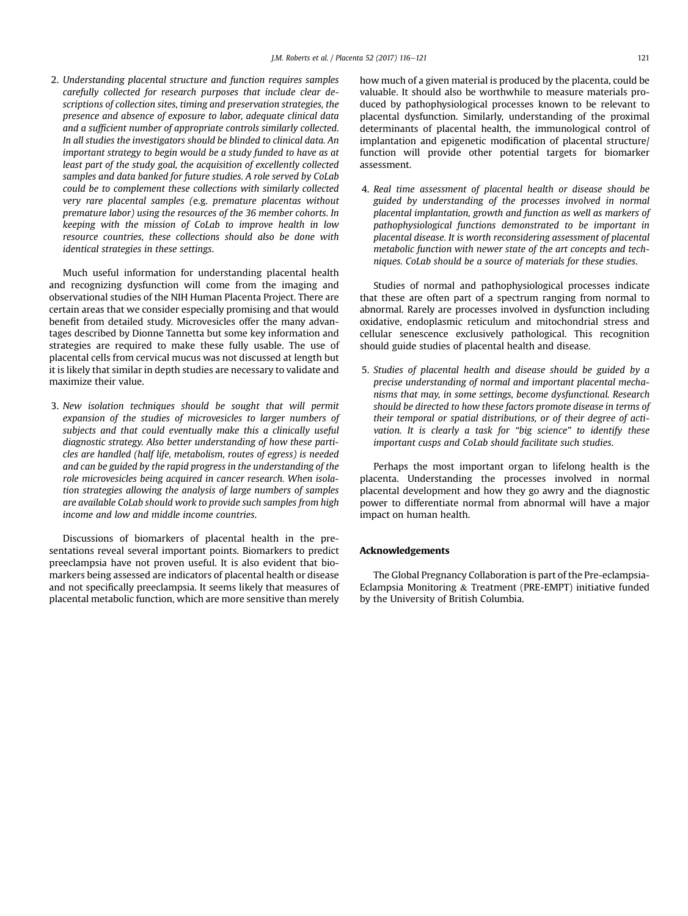2. *Understanding placental structure and function requires samples carefully collected for research purposes that include clear descriptions of collection sites, timing and preservation strategies, the presence and absence of exposure to labor, adequate clinical data and a sufficient number of appropriate controls similarly collected. In all studies the investigators should be blinded to clinical data. An important strategy to begin would be a study funded to have as at least part of the study goal, the acquisition of excellently collected samples and data banked for future studies. A role served by CoLab could be to complement these collections with similarly collected very rare placental samples (e.g. premature placentas without premature labor) using the resources of the 36 member cohorts. In keeping with the mission of CoLab to improve health in low resource countries, these collections should also be done with identical strategies in these settings.*

Much useful information for understanding placental health and recognizing dysfunction will come from the imaging and observational studies of the NIH Human Placenta Project. There are certain areas that we consider especially promising and that would benefit from detailed study. Microvesicles offer the many advantages described by Dionne Tannetta but some key information and strategies are required to make these fully usable. The use of placental cells from cervical mucus was not discussed at length but it is likely that similar in depth studies are necessary to validate and maximize their value.

3. *New isolation techniques should be sought that will permit expansion of the studies of microvesicles to larger numbers of subjects and that could eventually make this a clinically useful diagnostic strategy. Also better understanding of how these particles are handled (half life, metabolism, routes of egress) is needed and can be guided by the rapid progress in the understanding of the role microvesicles being acquired in cancer research. When isolation strategies allowing the analysis of large numbers of samples are available CoLab should work to provide such samples from high income and low and middle income countries.*

Discussions of biomarkers of placental health in the presentations reveal several important points. Biomarkers to predict preeclampsia have not proven useful. It is also evident that biomarkers being assessed are indicators of placental health or disease and not specifically preeclampsia. It seems likely that measures of placental metabolic function, which are more sensitive than merely how much of a given material is produced by the placenta, could be valuable. It should also be worthwhile to measure materials produced by pathophysiological processes known to be relevant to placental dysfunction. Similarly, understanding of the proximal determinants of placental health, the immunological control of implantation and epigenetic modification of placental structure/function will provide other potential targets for biomarker assessment.

4. *Real time assessment of placental health or disease should be guided by understanding of the processes involved in normal placental implantation, growth and function as well as markers of pathophysiological functions demonstrated to be important in placental disease. It is worth reconsidering assessment of placental metabolic function with newer state of the art concepts and techniques. CoLab should be a source of materials for these studies.*

Studies of normal and pathophysiological processes indicate that these are often part of a spectrum ranging from normal to abnormal. Rarely are processes involved in dysfunction including oxidative, endoplasmic reticulum and mitochondrial stress and cellular senescence exclusively pathological. This recognition should guide studies of placental health and disease.

5. *Studies of placental health and disease should be guided by a precise understanding of normal and important placental mechanisms that may, in some settings, become dysfunctional. Research should be directed to how these factors promote disease in terms of their temporal or spatial distributions, or of their degree of activation. It is clearly a task for "big science" to identify these important cusps and CoLab should facilitate such studies.*

Perhaps the most important organ to lifelong health is the placenta. Understanding the processes involved in normal placental development and how they go awry and the diagnostic power to differentiate normal from abnormal will have a major impact on human health.

## Acknowledgements

The Global Pregnancy Collaboration is part of the Pre-eclampsia-Eclampsia Monitoring & Treatment (PRE-EMPT) initiative funded by the University of British Columbia.